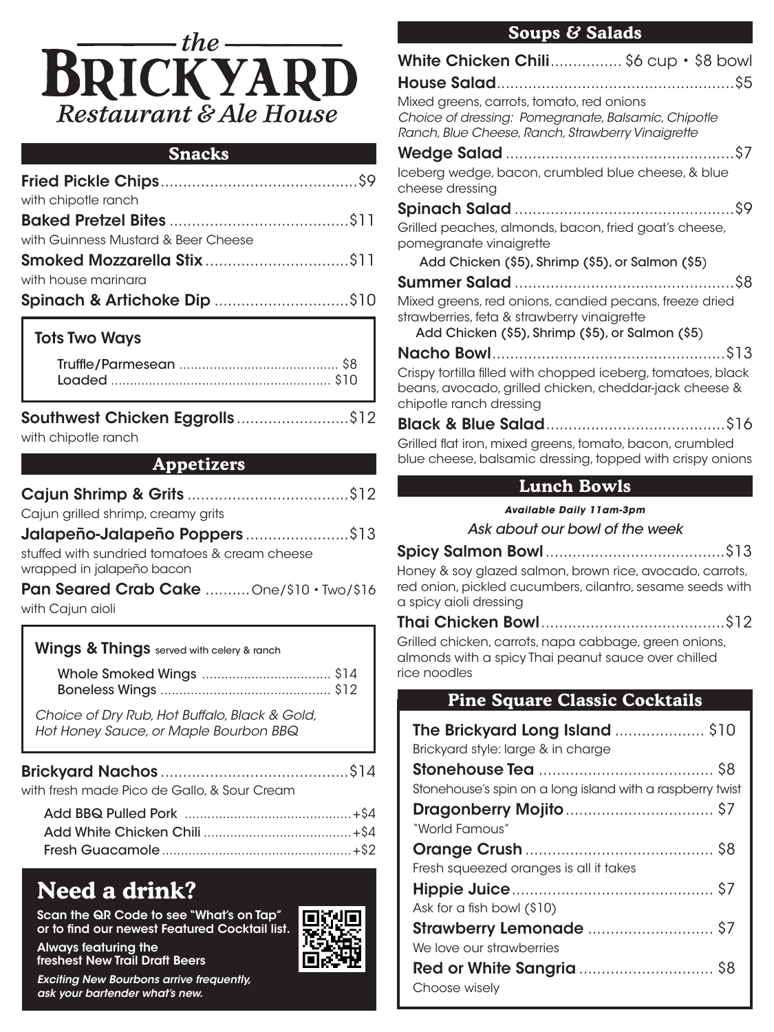# the BRICKYARD

*Restaurant & Ale House*

## Snacks

**Fried Pickle Chips** ............ $9
with chipotle ranch

**Baked Pretzel Bites** ............ $11
with Guinness Mustard & Beer Cheese

**Smoked Mozzarella Stix** ............ $11
with house marinara

**Spinach & Artichoke Dip** ............ $10

### Tots Two Ways

Truffle/Parmesean ............ $8
Loaded ............ $10

**Southwest Chicken Eggrolls** ............ $12
with chipotle ranch

## Appetizers

**Cajun Shrimp & Grits** ............ $12
Cajun grilled shrimp, creamy grits

**Jalapeño-Jalapeño Poppers** ............ $13
stuffed with sundried tomatoes & cream cheese wrapped in jalapeño bacon

**Pan Seared Crab Cake** ............ One/$10 • Two/$16
with Cajun aioli

### Wings & Things served with celery & ranch

Whole Smoked Wings ............ $14
Boneless Wings ............ $12

*Choice of Dry Rub, Hot Buffalo, Black & Gold, Hot Honey Sauce, or Maple Bourbon BBQ*

**Brickyard Nachos** ............ $14
with fresh made Pico de Gallo, & Sour Cream

Add BBQ Pulled Pork ............ +$4
Add White Chicken Chili ............ +$4
Fresh Guacamole ............ +$2

## Need a drink?

**Scan the QR Code to see "What's on Tap" or to find our newest Featured Cocktail list.**

**Always featuring the freshest New Trail Draft Beers**

***Exciting New Bourbons arrive frequently, ask your bartender what's new.***

## Soups & Salads

**White Chicken Chili** ............ $6 cup • $8 bowl

**House Salad** ............ $5
Mixed greens, carrots, tomato, red onions
*Choice of dressing: Pomegranate, Balsamic, Chipotle Ranch, Blue Cheese, Ranch, Strawberry Vinaigrette*

**Wedge Salad** ............ $7
Iceberg wedge, bacon, crumbled blue cheese, & blue cheese dressing

**Spinach Salad** ............ $9
Grilled peaches, almonds, bacon, fried goat's cheese, pomegranate vinaigrette
Add Chicken ($5), Shrimp ($5), or Salmon ($5)

**Summer Salad** ............ $8
Mixed greens, red onions, candied pecans, freeze dried strawberries, feta & strawberry vinaigrette
Add Chicken ($5), Shrimp ($5), or Salmon ($5)

**Nacho Bowl** ............ $13
Crispy tortilla filled with chopped iceberg, tomatoes, black beans, avocado, grilled chicken, cheddar-jack cheese & chipotle ranch dressing

**Black & Blue Salad** ............ $16
Grilled flat iron, mixed greens, tomato, bacon, crumbled blue cheese, balsamic dressing, topped with crispy onions

## Lunch Bowls

***Available Daily 11am-3pm***

*Ask about our bowl of the week*

**Spicy Salmon Bowl** ............ $13
Honey & soy glazed salmon, brown rice, avocado, carrots, red onion, pickled cucumbers, cilantro, sesame seeds with a spicy aioli dressing

**Thai Chicken Bowl** ............ $12
Grilled chicken, carrots, napa cabbage, green onions, almonds with a spicy Thai peanut sauce over chilled rice noodles

## Pine Square Classic Cocktails

**The Brickyard Long Island** ............ $10
Brickyard style: large & in charge

**Stonehouse Tea** ............ $8
Stonehouse's spin on a long island with a raspberry twist

**Dragonberry Mojito** ............ $7
"World Famous"

**Orange Crush** ............ $8
Fresh squeezed oranges is all it takes

**Hippie Juice** ............ $7
Ask for a fish bowl ($10)

**Strawberry Lemonade** ............ $7
We love our strawberries

**Red or White Sangria** ............ $8
Choose wisely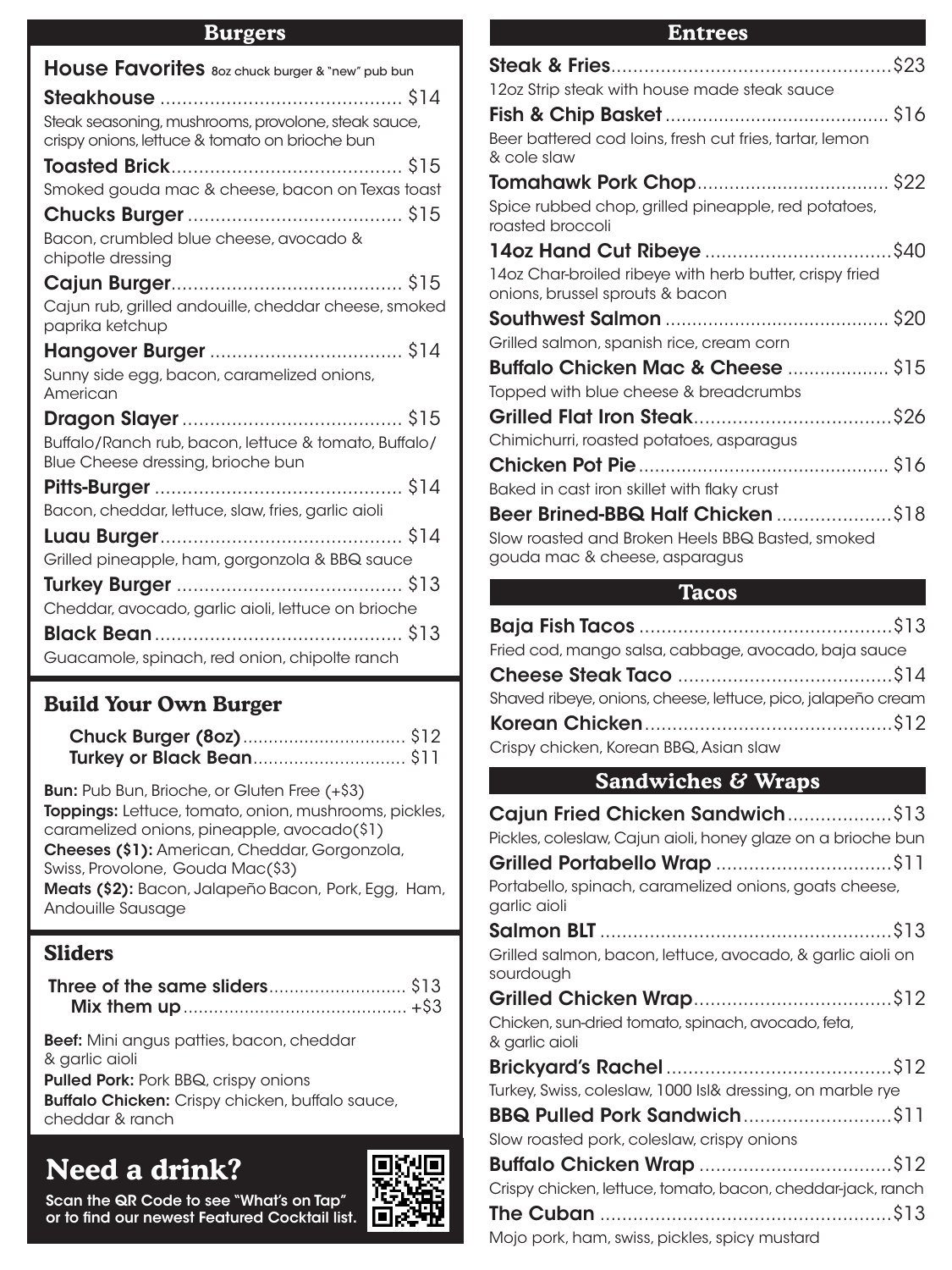## Burgers

### House Favorites 8oz chuck burger & "new" pub bun

**Steakhouse** ........................................... $14
Steak seasoning, mushrooms, provolone, steak sauce, crispy onions, lettuce & tomato on brioche bun

**Toasted Brick** ........................................... $15
Smoked gouda mac & cheese, bacon on Texas toast

**Chucks Burger** ........................................... $15
Bacon, crumbled blue cheese, avocado & chipotle dressing

**Cajun Burger** ........................................... $15
Cajun rub, grilled andouille, cheddar cheese, smoked paprika ketchup

**Hangover Burger** ........................................... $14
Sunny side egg, bacon, caramelized onions, American

**Dragon Slayer** ........................................... $15
Buffalo/Ranch rub, bacon, lettuce & tomato, Buffalo/ Blue Cheese dressing, brioche bun

**Pitts-Burger** ........................................... $14
Bacon, cheddar, lettuce, slaw, fries, garlic aioli

**Luau Burger** ........................................... $14
Grilled pineapple, ham, gorgonzola & BBQ sauce

**Turkey Burger** ........................................... $13
Cheddar, avocado, garlic aioli, lettuce on brioche

**Black Bean** ........................................... $13
Guacamole, spinach, red onion, chipolte ranch

## Build Your Own Burger

**Chuck Burger (8oz)** ........................................... $12
**Turkey or Black Bean** ........................................... $11

**Bun:** Pub Bun, Brioche, or Gluten Free (+$3)
**Toppings:** Lettuce, tomato, onion, mushrooms, pickles, caramelized onions, pineapple, avocado($1)
**Cheeses ($1):** American, Cheddar, Gorgonzola, Swiss, Provolone, Gouda Mac($3)
**Meats ($2):** Bacon, Jalapeño Bacon, Pork, Egg, Ham, Andouille Sausage

## Sliders

**Three of the same sliders** ........................................... $13
**Mix them up** ........................................... +$3

**Beef:** Mini angus patties, bacon, cheddar & garlic aioli
**Pulled Pork:** Pork BBQ, crispy onions
**Buffalo Chicken:** Crispy chicken, buffalo sauce, cheddar & ranch

## Need a drink?

Scan the QR Code to see "What's on Tap" or to find our newest Featured Cocktail list.

## Entrees

**Steak & Fries** ........................................... $23
12oz Strip steak with house made steak sauce

**Fish & Chip Basket** ........................................... $16
Beer battered cod loins, fresh cut fries, tartar, lemon & cole slaw

**Tomahawk Pork Chop** ........................................... $22
Spice rubbed chop, grilled pineapple, red potatoes, roasted broccoli

**14oz Hand Cut Ribeye** ........................................... $40
14oz Char-broiled ribeye with herb butter, crispy fried onions, brussel sprouts & bacon

**Southwest Salmon** ........................................... $20
Grilled salmon, spanish rice, cream corn

**Buffalo Chicken Mac & Cheese** ........................................... $15
Topped with blue cheese & breadcrumbs

**Grilled Flat Iron Steak** ........................................... $26
Chimichurri, roasted potatoes, asparagus

**Chicken Pot Pie** ........................................... $16
Baked in cast iron skillet with flaky crust

**Beer Brined-BBQ Half Chicken** ........................................... $18
Slow roasted and Broken Heels BBQ Basted, smoked gouda mac & cheese, asparagus

## Tacos

**Baja Fish Tacos** ........................................... $13
Fried cod, mango salsa, cabbage, avocado, baja sauce

**Cheese Steak Taco** ........................................... $14
Shaved ribeye, onions, cheese, lettuce, pico, jalapeño cream

**Korean Chicken** ........................................... $12
Crispy chicken, Korean BBQ, Asian slaw

## Sandwiches & Wraps

**Cajun Fried Chicken Sandwich** ........................................... $13
Pickles, coleslaw, Cajun aioli, honey glaze on a brioche bun

**Grilled Portabello Wrap** ........................................... $11
Portabello, spinach, caramelized onions, goats cheese, garlic aioli

**Salmon BLT** ........................................... $13
Grilled salmon, bacon, lettuce, avocado, & garlic aioli on sourdough

**Grilled Chicken Wrap** ........................................... $12
Chicken, sun-dried tomato, spinach, avocado, feta, & garlic aioli

**Brickyard's Rachel** ........................................... $12
Turkey, Swiss, coleslaw, 1000 Isl& dressing, on marble rye

**BBQ Pulled Pork Sandwich** ........................................... $11
Slow roasted pork, coleslaw, crispy onions

**Buffalo Chicken Wrap** ........................................... $12
Crispy chicken, lettuce, tomato, bacon, cheddar-jack, ranch

**The Cuban** ........................................... $13
Mojo pork, ham, swiss, pickles, spicy mustard